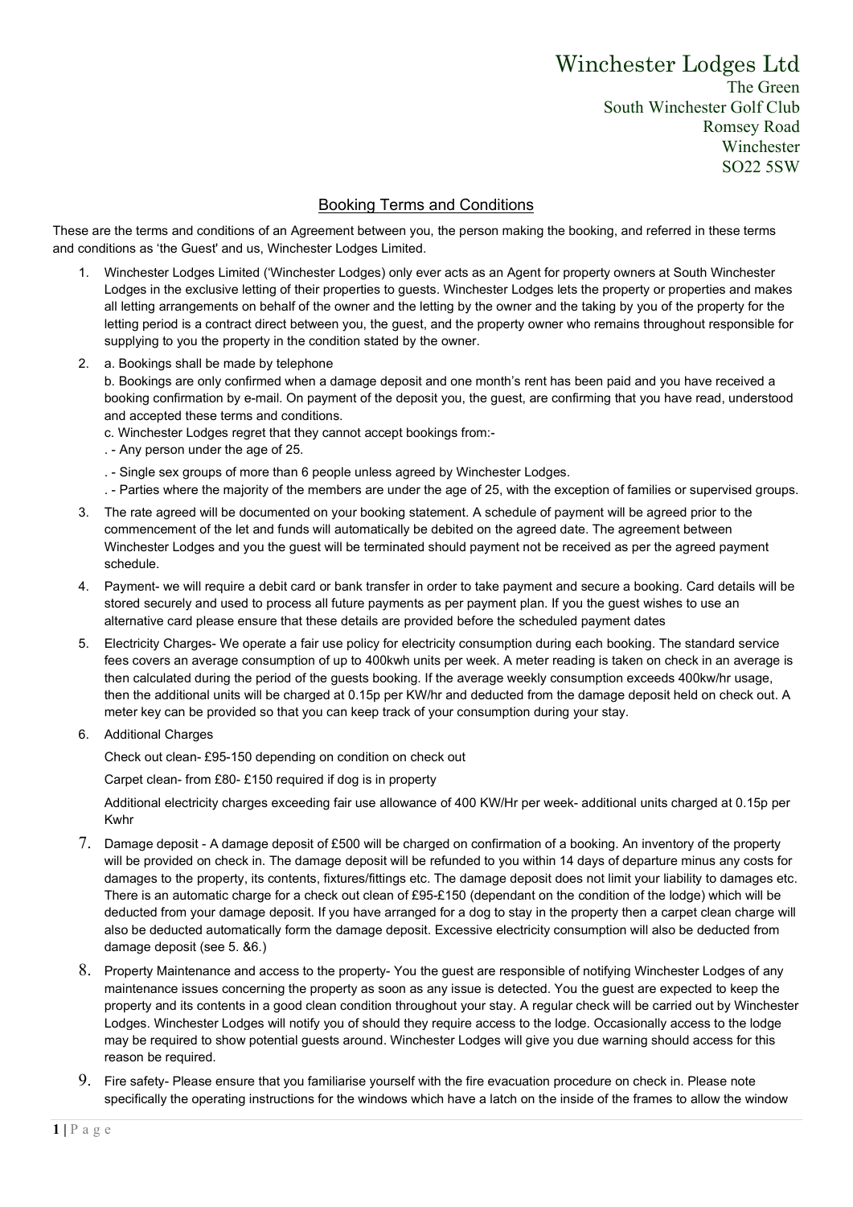# Winchester Lodges Ltd

The Green
South Winchester Golf Club
Romsey Road
Winchester
SO22 5SW

## Booking Terms and Conditions

These are the terms and conditions of an Agreement between you, the person making the booking, and referred in these terms and conditions as 'the Guest' and us, Winchester Lodges Limited.

1. Winchester Lodges Limited ('Winchester Lodges) only ever acts as an Agent for property owners at South Winchester Lodges in the exclusive letting of their properties to guests. Winchester Lodges lets the property or properties and makes all letting arrangements on behalf of the owner and the letting by the owner and the taking by you of the property for the letting period is a contract direct between you, the guest, and the property owner who remains throughout responsible for supplying to you the property in the condition stated by the owner.

2. a. Bookings shall be made by telephone
   b. Bookings are only confirmed when a damage deposit and one month's rent has been paid and you have received a booking confirmation by e-mail. On payment of the deposit you, the guest, are confirming that you have read, understood and accepted these terms and conditions.
   c. Winchester Lodges regret that they cannot accept bookings from:-
   . - Any person under the age of 25.
   . - Single sex groups of more than 6 people unless agreed by Winchester Lodges.
   . - Parties where the majority of the members are under the age of 25, with the exception of families or supervised groups.

3. The rate agreed will be documented on your booking statement. A schedule of payment will be agreed prior to the commencement of the let and funds will automatically be debited on the agreed date. The agreement between Winchester Lodges and you the guest will be terminated should payment not be received as per the agreed payment schedule.

4. Payment- we will require a debit card or bank transfer in order to take payment and secure a booking. Card details will be stored securely and used to process all future payments as per payment plan. If you the guest wishes to use an alternative card please ensure that these details are provided before the scheduled payment dates

5. Electricity Charges- We operate a fair use policy for electricity consumption during each booking. The standard service fees covers an average consumption of up to 400kwh units per week. A meter reading is taken on check in an average is then calculated during the period of the guests booking. If the average weekly consumption exceeds 400kw/hr usage, then the additional units will be charged at 0.15p per KW/hr and deducted from the damage deposit held on check out. A meter key can be provided so that you can keep track of your consumption during your stay.

6. Additional Charges

   Check out clean- £95-150 depending on condition on check out

   Carpet clean- from £80- £150 required if dog is in property

   Additional electricity charges exceeding fair use allowance of 400 KW/Hr per week- additional units charged at 0.15p per Kwhr

7. Damage deposit - A damage deposit of £500 will be charged on confirmation of a booking. An inventory of the property will be provided on check in. The damage deposit will be refunded to you within 14 days of departure minus any costs for damages to the property, its contents, fixtures/fittings etc. The damage deposit does not limit your liability to damages etc. There is an automatic charge for a check out clean of £95-£150 (dependant on the condition of the lodge) which will be deducted from your damage deposit. If you have arranged for a dog to stay in the property then a carpet clean charge will also be deducted automatically form the damage deposit. Excessive electricity consumption will also be deducted from damage deposit (see 5. &6.)

8. Property Maintenance and access to the property- You the guest are responsible of notifying Winchester Lodges of any maintenance issues concerning the property as soon as any issue is detected. You the guest are expected to keep the property and its contents in a good clean condition throughout your stay. A regular check will be carried out by Winchester Lodges. Winchester Lodges will notify you of should they require access to the lodge. Occasionally access to the lodge may be required to show potential guests around. Winchester Lodges will give you due warning should access for this reason be required.

9. Fire safety- Please ensure that you familiarise yourself with the fire evacuation procedure on check in. Please note specifically the operating instructions for the windows which have a latch on the inside of the frames to allow the window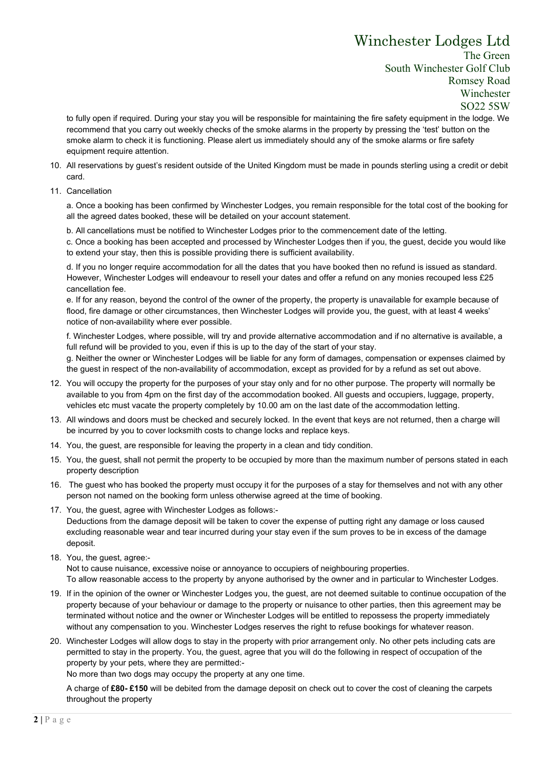to fully open if required. During your stay you will be responsible for maintaining the fire safety equipment in the lodge. We recommend that you carry out weekly checks of the smoke alarms in the property by pressing the 'test' button on the smoke alarm to check it is functioning. Please alert us immediately should any of the smoke alarms or fire safety equipment require attention.

10. All reservations by guest's resident outside of the United Kingdom must be made in pounds sterling using a credit or debit card.
11. Cancellation

    a. Once a booking has been confirmed by Winchester Lodges, you remain responsible for the total cost of the booking for all the agreed dates booked, these will be detailed on your account statement.

    b. All cancellations must be notified to Winchester Lodges prior to the commencement date of the letting.

    c. Once a booking has been accepted and processed by Winchester Lodges then if you, the guest, decide you would like to extend your stay, then this is possible providing there is sufficient availability.

    d. If you no longer require accommodation for all the dates that you have booked then no refund is issued as standard. However, Winchester Lodges will endeavour to resell your dates and offer a refund on any monies recouped less £25 cancellation fee.

    e. If for any reason, beyond the control of the owner of the property, the property is unavailable for example because of flood, fire damage or other circumstances, then Winchester Lodges will provide you, the guest, with at least 4 weeks' notice of non-availability where ever possible.

    f. Winchester Lodges, where possible, will try and provide alternative accommodation and if no alternative is available, a full refund will be provided to you, even if this is up to the day of the start of your stay.

    g. Neither the owner or Winchester Lodges will be liable for any form of damages, compensation or expenses claimed by the guest in respect of the non-availability of accommodation, except as provided for by a refund as set out above.

12. You will occupy the property for the purposes of your stay only and for no other purpose. The property will normally be available to you from 4pm on the first day of the accommodation booked. All guests and occupiers, luggage, property, vehicles etc must vacate the property completely by 10.00 am on the last date of the accommodation letting.
13. All windows and doors must be checked and securely locked. In the event that keys are not returned, then a charge will be incurred by you to cover locksmith costs to change locks and replace keys.
14. You, the guest, are responsible for leaving the property in a clean and tidy condition.
15. You, the guest, shall not permit the property to be occupied by more than the maximum number of persons stated in each property description
16. The guest who has booked the property must occupy it for the purposes of a stay for themselves and not with any other person not named on the booking form unless otherwise agreed at the time of booking.
17. You, the guest, agree with Winchester Lodges as follows:-
    Deductions from the damage deposit will be taken to cover the expense of putting right any damage or loss caused excluding reasonable wear and tear incurred during your stay even if the sum proves to be in excess of the damage deposit.
18. You, the guest, agree:-
    Not to cause nuisance, excessive noise or annoyance to occupiers of neighbouring properties.
    To allow reasonable access to the property by anyone authorised by the owner and in particular to Winchester Lodges.
19. If in the opinion of the owner or Winchester Lodges you, the guest, are not deemed suitable to continue occupation of the property because of your behaviour or damage to the property or nuisance to other parties, then this agreement may be terminated without notice and the owner or Winchester Lodges will be entitled to repossess the property immediately without any compensation to you. Winchester Lodges reserves the right to refuse bookings for whatever reason.
20. Winchester Lodges will allow dogs to stay in the property with prior arrangement only. No other pets including cats are permitted to stay in the property. You, the guest, agree that you will do the following in respect of occupation of the property by your pets, where they are permitted:-
    No more than two dogs may occupy the property at any one time.

    A charge of **£80- £150** will be debited from the damage deposit on check out to cover the cost of cleaning the carpets throughout the property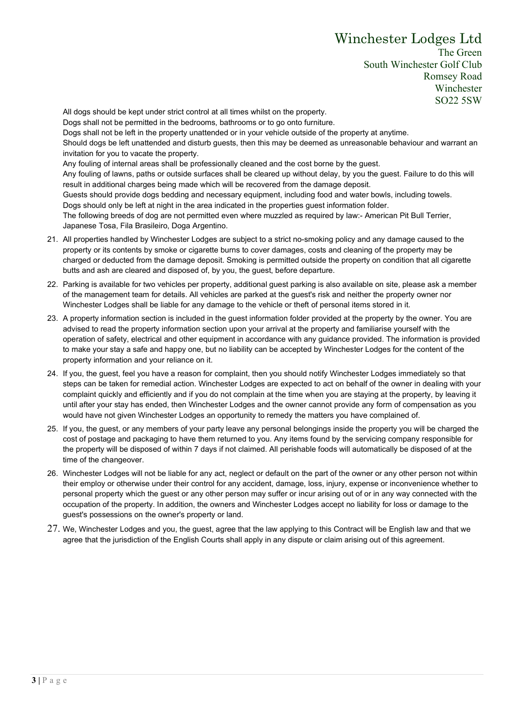# Winchester Lodges Ltd

The Green
South Winchester Golf Club
Romsey Road
Winchester
SO22 5SW

All dogs should be kept under strict control at all times whilst on the property.

Dogs shall not be permitted in the bedrooms, bathrooms or to go onto furniture.

Dogs shall not be left in the property unattended or in your vehicle outside of the property at anytime.

Should dogs be left unattended and disturb guests, then this may be deemed as unreasonable behaviour and warrant an invitation for you to vacate the property.

Any fouling of internal areas shall be professionally cleaned and the cost borne by the guest.

Any fouling of lawns, paths or outside surfaces shall be cleared up without delay, by you the guest. Failure to do this will result in additional charges being made which will be recovered from the damage deposit.

Guests should provide dogs bedding and necessary equipment, including food and water bowls, including towels.

Dogs should only be left at night in the area indicated in the properties guest information folder.

The following breeds of dog are not permitted even where muzzled as required by law:- American Pit Bull Terrier, Japanese Tosa, Fila Brasileiro, Doga Argentino.

21. All properties handled by Winchester Lodges are subject to a strict no-smoking policy and any damage caused to the property or its contents by smoke or cigarette burns to cover damages, costs and cleaning of the property may be charged or deducted from the damage deposit. Smoking is permitted outside the property on condition that all cigarette butts and ash are cleared and disposed of, by you, the guest, before departure.
22. Parking is available for two vehicles per property, additional guest parking is also available on site, please ask a member of the management team for details. All vehicles are parked at the guest's risk and neither the property owner nor Winchester Lodges shall be liable for any damage to the vehicle or theft of personal items stored in it.
23. A property information section is included in the guest information folder provided at the property by the owner. You are advised to read the property information section upon your arrival at the property and familiarise yourself with the operation of safety, electrical and other equipment in accordance with any guidance provided. The information is provided to make your stay a safe and happy one, but no liability can be accepted by Winchester Lodges for the content of the property information and your reliance on it.
24. If you, the guest, feel you have a reason for complaint, then you should notify Winchester Lodges immediately so that steps can be taken for remedial action. Winchester Lodges are expected to act on behalf of the owner in dealing with your complaint quickly and efficiently and if you do not complain at the time when you are staying at the property, by leaving it until after your stay has ended, then Winchester Lodges and the owner cannot provide any form of compensation as you would have not given Winchester Lodges an opportunity to remedy the matters you have complained of.
25. If you, the guest, or any members of your party leave any personal belongings inside the property you will be charged the cost of postage and packaging to have them returned to you. Any items found by the servicing company responsible for the property will be disposed of within 7 days if not claimed. All perishable foods will automatically be disposed of at the time of the changeover.
26. Winchester Lodges will not be liable for any act, neglect or default on the part of the owner or any other person not within their employ or otherwise under their control for any accident, damage, loss, injury, expense or inconvenience whether to personal property which the guest or any other person may suffer or incur arising out of or in any way connected with the occupation of the property. In addition, the owners and Winchester Lodges accept no liability for loss or damage to the guest's possessions on the owner's property or land.
27. We, Winchester Lodges and you, the guest, agree that the law applying to this Contract will be English law and that we agree that the jurisdiction of the English Courts shall apply in any dispute or claim arising out of this agreement.